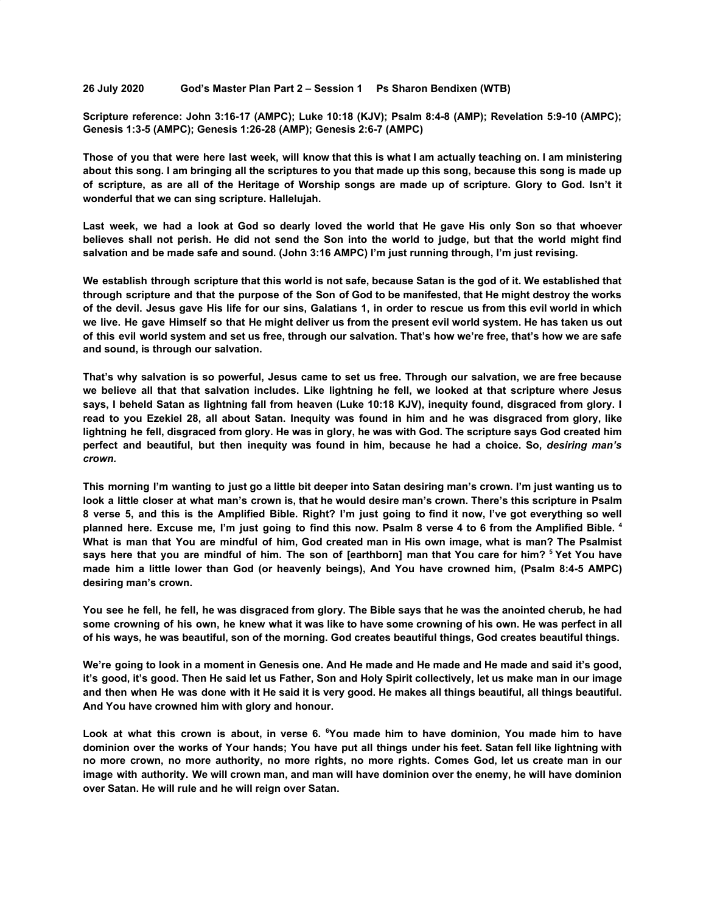**26 July 2020 God's Master Plan Part 2 – Session 1 Ps Sharon Bendixen (WTB)**

**Scripture reference: John 3:16-17 (AMPC); Luke 10:18 (KJV); Psalm 8:4-8 (AMP); Revelation 5:9-10 (AMPC); Genesis 1:3-5 (AMPC); Genesis 1:26-28 (AMP); Genesis 2:6-7 (AMPC)**

**Those of you that were here last week, will know that this is what I am actually teaching on. I am ministering about this song. I am bringing all the scriptures to you that made up this song, because this song is made up of scripture, as are all of the Heritage of Worship songs are made up of scripture. Glory to God. Isn't it wonderful that we can sing scripture. Hallelujah.**

**Last week, we had a look at God so dearly loved the world that He gave His only Son so that whoever believes shall not perish. He did not send the Son into the world to judge, but that the world might find salvation and be made safe and sound. (John 3:16 AMPC) I'm just running through, I'm just revising.**

**We establish through scripture that this world is not safe, because Satan is the god of it. We established that through scripture and that the purpose of the Son of God to be manifested, that He might destroy the works of the devil. Jesus gave His life for our sins, Galatians 1, in order to rescue us from this evil world in which we live. He gave Himself so that He might deliver us from the present evil world system. He has taken us out of this evil world system and set us free, through our salvation. That's how we're free, that's how we are safe and sound, is through our salvation.**

**That's why salvation is so powerful, Jesus came to set us free. Through our salvation, we are free because we believe all that that salvation includes. Like lightning he fell, we looked at that scripture where Jesus says, I beheld Satan as lightning fall from heaven (Luke 10:18 KJV), inequity found, disgraced from glory. I read to you Ezekiel 28, all about Satan. Inequity was found in him and he was disgraced from glory, like lightning he fell, disgraced from glory. He was in glory, he was with God. The scripture says God created him perfect and beautiful, but then inequity was found in him, because he had a choice. So, *desiring man's crown.***

**This morning I'm wanting to just go a little bit deeper into Satan desiring man's crown. I'm just wanting us to look a little closer at what man's crown is, that he would desire man's crown. There's this scripture in Psalm 8 verse 5, and this is the Amplified Bible. Right? I'm just going to find it now, I've got everything so well planned here. Excuse me, I'm just going to find this now. Psalm 8 verse 4 to 6 from the Amplified Bible. [4] What is man that You are mindful of him, God created man in His own image, what is man? The Psalmist says here that you are mindful of him. The son of [earthborn] man that You care for him? [5] Yet You have made him a little lower than God (or heavenly beings), And You have crowned him, (Psalm 8:4-5 AMPC) desiring man's crown.**

**You see he fell, he fell, he was disgraced from glory. The Bible says that he was the anointed cherub, he had some crowning of his own, he knew what it was like to have some crowning of his own. He was perfect in all of his ways, he was beautiful, son of the morning. God creates beautiful things, God creates beautiful things.**

**We're going to look in a moment in Genesis one. And He made and He made and He made and said it's good, it's good, it's good. Then He said let us Father, Son and Holy Spirit collectively, let us make man in our image and then when He was done with it He said it is very good. He makes all things beautiful, all things beautiful. And You have crowned him with glory and honour.**

**Look at what this crown is about, in verse 6. [6]You made him to have dominion, You made him to have dominion over the works of Your hands; You have put all things under his feet. Satan fell like lightning with no more crown, no more authority, no more rights, no more rights. Comes God, let us create man in our image with authority. We will crown man, and man will have dominion over the enemy, he will have dominion over Satan. He will rule and he will reign over Satan.**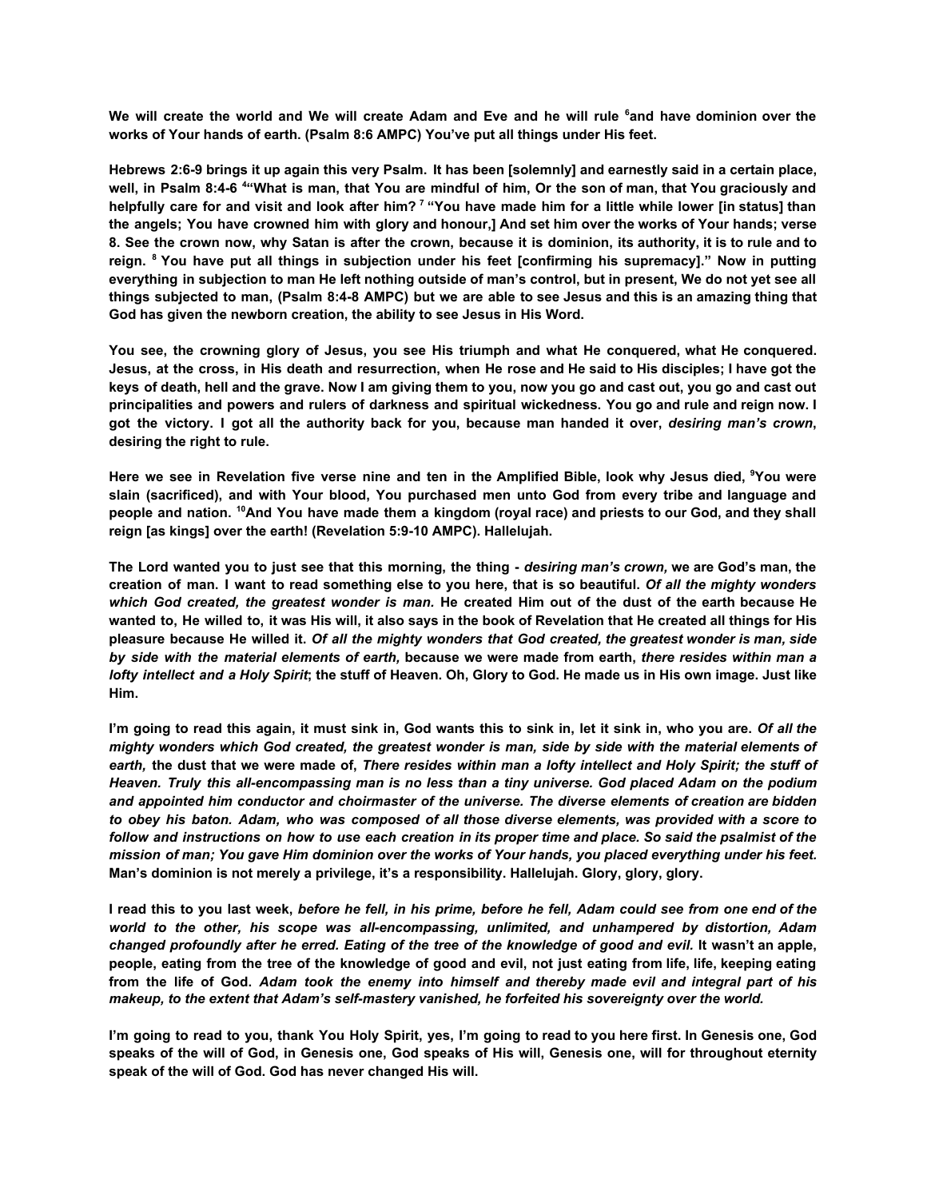**We will create the world and We will create Adam and Eve and he will rule [6]and have dominion over the works of Your hands of earth. (Psalm 8:6 AMPC) You've put all things under His feet.**

**Hebrews 2:6-9 brings it up again this very Psalm. It has been [solemnly] and earnestly said in a certain place, well, in Psalm 8:4-6 [4]"What is man, that You are mindful of him, Or the son of man, that You graciously and helpfully care for and visit and look after him? [7] "You have made him for a little while lower [in status] than the angels; You have crowned him with glory and honour,] And set him over the works of Your hands; verse 8. See the crown now, why Satan is after the crown, because it is dominion, its authority, it is to rule and to reign. [8] You have put all things in subjection under his feet [confirming his supremacy]." Now in putting everything in subjection to man He left nothing outside of man's control, but in present, We do not yet see all things subjected to man, (Psalm 8:4-8 AMPC) but we are able to see Jesus and this is an amazing thing that God has given the newborn creation, the ability to see Jesus in His Word.**

**You see, the crowning glory of Jesus, you see His triumph and what He conquered, what He conquered. Jesus, at the cross, in His death and resurrection, when He rose and He said to His disciples; I have got the keys of death, hell and the grave. Now I am giving them to you, now you go and cast out, you go and cast out principalities and powers and rulers of darkness and spiritual wickedness. You go and rule and reign now. I got the victory. I got all the authority back for you, because man handed it over, *desiring man's crown*, desiring the right to rule.**

**Here we see in Revelation five verse nine and ten in the Amplified Bible, look why Jesus died, [9]You were slain (sacrificed), and with Your blood, You purchased men unto God from every tribe and language and people and nation. [10]And You have made them a kingdom (royal race) and priests to our God, and they shall reign [as kings] over the earth! (Revelation 5:9-10 AMPC). Hallelujah.**

**The Lord wanted you to just see that this morning, the thing - *desiring man's crown,* we are God's man, the creation of man. I want to read something else to you here, that is so beautiful. *Of all the mighty wonders which God created, the greatest wonder is man.* He created Him out of the dust of the earth because He wanted to, He willed to, it was His will, it also says in the book of Revelation that He created all things for His pleasure because He willed it. *Of all the mighty wonders that God created, the greatest wonder is man, side by side with the material elements of earth,* because we were made from earth, *there resides within man a lofty intellect and a Holy Spirit*; the stuff of Heaven. Oh, Glory to God. He made us in His own image. Just like Him.**

**I'm going to read this again, it must sink in, God wants this to sink in, let it sink in, who you are. *Of all the mighty wonders which God created, the greatest wonder is man, side by side with the material elements of earth,* the dust that we were made of, *There resides within man a lofty intellect and Holy Spirit; the stuff of Heaven. Truly this all-encompassing man is no less than a tiny universe. God placed Adam on the podium and appointed him conductor and choirmaster of the universe. The diverse elements of creation are bidden to obey his baton. Adam, who was composed of all those diverse elements, was provided with a score to follow and instructions on how to use each creation in its proper time and place. So said the psalmist of the mission of man; You gave Him dominion over the works of Your hands, you placed everything under his feet.* Man's dominion is not merely a privilege, it's a responsibility. Hallelujah. Glory, glory, glory.**

**I read this to you last week, *before he fell, in his prime, before he fell, Adam could see from one end of the world to the other, his scope was all-encompassing, unlimited, and unhampered by distortion, Adam changed profoundly after he erred. Eating of the tree of the knowledge of good and evil.* It wasn't an apple, people, eating from the tree of the knowledge of good and evil, not just eating from life, life, keeping eating from the life of God. *Adam took the enemy into himself and thereby made evil and integral part of his makeup, to the extent that Adam's self-mastery vanished, he forfeited his sovereignty over the world.***

**I'm going to read to you, thank You Holy Spirit, yes, I'm going to read to you here first. In Genesis one, God speaks of the will of God, in Genesis one, God speaks of His will, Genesis one, will for throughout eternity speak of the will of God. God has never changed His will.**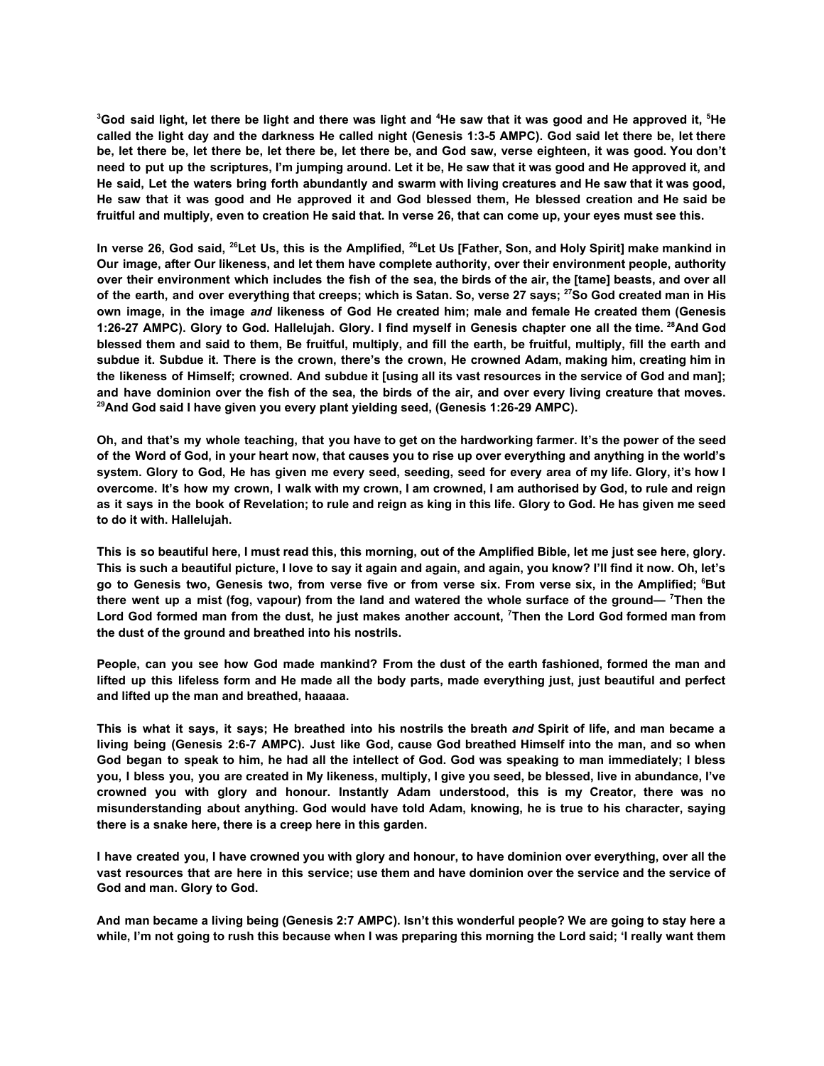**[3]God said light, let there be light and there was light and [4]He saw that it was good and He approved it, [5]He called the light day and the darkness He called night (Genesis 1:3-5 AMPC). God said let there be, let there be, let there be, let there be, let there be, let there be, and God saw, verse eighteen, it was good. You don't need to put up the scriptures, I'm jumping around. Let it be, He saw that it was good and He approved it, and He said, Let the waters bring forth abundantly and swarm with living creatures and He saw that it was good, He saw that it was good and He approved it and God blessed them, He blessed creation and He said be fruitful and multiply, even to creation He said that. In verse 26, that can come up, your eyes must see this.**

**In verse 26, God said, [26]Let Us, this is the Amplified, [26]Let Us [Father, Son, and Holy Spirit] make mankind in Our image, after Our likeness, and let them have complete authority, over their environment people, authority over their environment which includes the fish of the sea, the birds of the air, the [tame] beasts, and over all of the earth, and over everything that creeps; which is Satan. So, verse 27 says; [27]So God created man in His own image, in the image *and* likeness of God He created him; male and female He created them (Genesis 1:26-27 AMPC). Glory to God. Hallelujah. Glory. I find myself in Genesis chapter one all the time. [28]And God blessed them and said to them, Be fruitful, multiply, and fill the earth, be fruitful, multiply, fill the earth and subdue it. Subdue it. There is the crown, there's the crown, He crowned Adam, making him, creating him in the likeness of Himself; crowned. And subdue it [using all its vast resources in the service of God and man]; and have dominion over the fish of the sea, the birds of the air, and over every living creature that moves. [29]And God said I have given you every plant yielding seed, (Genesis 1:26-29 AMPC).**

**Oh, and that's my whole teaching, that you have to get on the hardworking farmer. It's the power of the seed of the Word of God, in your heart now, that causes you to rise up over everything and anything in the world's system. Glory to God, He has given me every seed, seeding, seed for every area of my life. Glory, it's how I overcome. It's how my crown, I walk with my crown, I am crowned, I am authorised by God, to rule and reign as it says in the book of Revelation; to rule and reign as king in this life. Glory to God. He has given me seed to do it with. Hallelujah.**

**This is so beautiful here, I must read this, this morning, out of the Amplified Bible, let me just see here, glory. This is such a beautiful picture, I love to say it again and again, and again, you know? I'll find it now. Oh, let's go to Genesis two, Genesis two, from verse five or from verse six. From verse six, in the Amplified; [6]But there went up a mist (fog, vapour) from the land and watered the whole surface of the ground— [7]Then the Lord God formed man from the dust, he just makes another account, [7]Then the Lord God formed man from the dust of the ground and breathed into his nostrils.**

**People, can you see how God made mankind? From the dust of the earth fashioned, formed the man and lifted up this lifeless form and He made all the body parts, made everything just, just beautiful and perfect and lifted up the man and breathed, haaaaa.**

**This is what it says, it says; He breathed into his nostrils the breath *and* Spirit of life, and man became a living being (Genesis 2:6-7 AMPC). Just like God, cause God breathed Himself into the man, and so when God began to speak to him, he had all the intellect of God. God was speaking to man immediately; I bless you, I bless you, you are created in My likeness, multiply, I give you seed, be blessed, live in abundance, I've crowned you with glory and honour. Instantly Adam understood, this is my Creator, there was no misunderstanding about anything. God would have told Adam, knowing, he is true to his character, saying there is a snake here, there is a creep here in this garden.**

**I have created you, I have crowned you with glory and honour, to have dominion over everything, over all the vast resources that are here in this service; use them and have dominion over the service and the service of God and man. Glory to God.**

**And man became a living being (Genesis 2:7 AMPC). Isn't this wonderful people? We are going to stay here a while, I'm not going to rush this because when I was preparing this morning the Lord said; 'I really want them**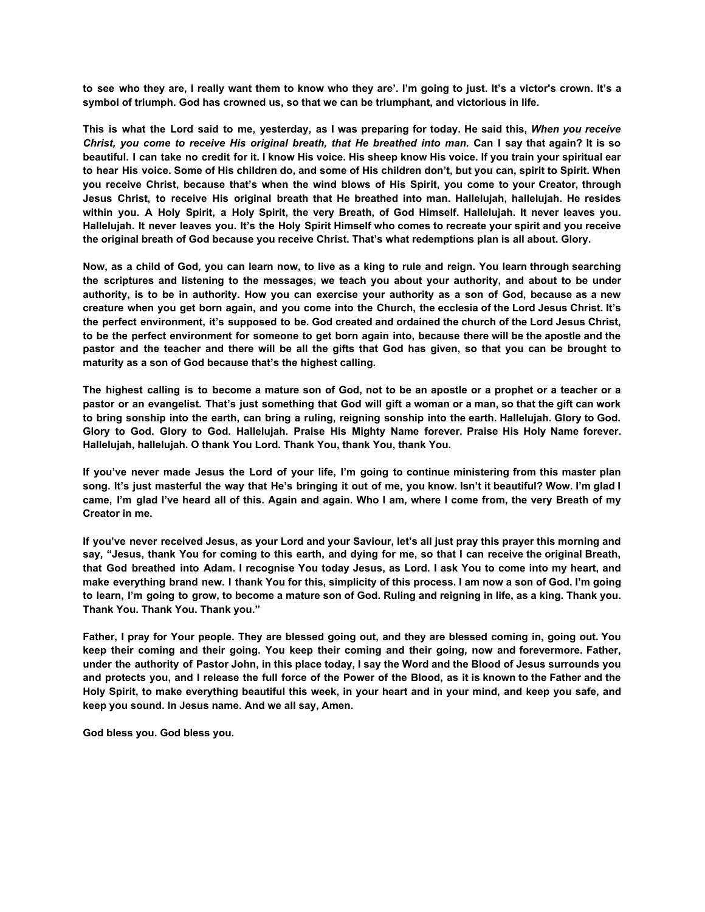**to see who they are, I really want them to know who they are'. I'm going to just. It's a victor's crown. It's a symbol of triumph. God has crowned us, so that we can be triumphant, and victorious in life.**

**This is what the Lord said to me, yesterday, as I was preparing for today. He said this, *When you receive Christ, you come to receive His original breath, that He breathed into man.* Can I say that again? It is so beautiful. I can take no credit for it. I know His voice. His sheep know His voice. If you train your spiritual ear to hear His voice. Some of His children do, and some of His children don't, but you can, spirit to Spirit. When you receive Christ, because that's when the wind blows of His Spirit, you come to your Creator, through Jesus Christ, to receive His original breath that He breathed into man. Hallelujah, hallelujah. He resides within you. A Holy Spirit, a Holy Spirit, the very Breath, of God Himself. Hallelujah. It never leaves you. Hallelujah. It never leaves you. It's the Holy Spirit Himself who comes to recreate your spirit and you receive the original breath of God because you receive Christ. That's what redemptions plan is all about. Glory.**

**Now, as a child of God, you can learn now, to live as a king to rule and reign. You learn through searching the scriptures and listening to the messages, we teach you about your authority, and about to be under authority, is to be in authority. How you can exercise your authority as a son of God, because as a new creature when you get born again, and you come into the Church, the ecclesia of the Lord Jesus Christ. It's the perfect environment, it's supposed to be. God created and ordained the church of the Lord Jesus Christ, to be the perfect environment for someone to get born again into, because there will be the apostle and the pastor and the teacher and there will be all the gifts that God has given, so that you can be brought to maturity as a son of God because that's the highest calling.**

**The highest calling is to become a mature son of God, not to be an apostle or a prophet or a teacher or a pastor or an evangelist. That's just something that God will gift a woman or a man, so that the gift can work to bring sonship into the earth, can bring a ruling, reigning sonship into the earth. Hallelujah. Glory to God. Glory to God. Glory to God. Hallelujah. Praise His Mighty Name forever. Praise His Holy Name forever. Hallelujah, hallelujah. O thank You Lord. Thank You, thank You, thank You.**

**If you've never made Jesus the Lord of your life, I'm going to continue ministering from this master plan song. It's just masterful the way that He's bringing it out of me, you know. Isn't it beautiful? Wow. I'm glad I came, I'm glad I've heard of all of this. Again and again. Who I am, where I come from, the very Breath of my Creator in me.**

**If you've never received Jesus, as your Lord and your Saviour, let's all just pray this prayer this morning and say, "Jesus, thank You for coming to this earth, and dying for me, so that I can receive the original Breath, that God breathed into Adam. I recognise You today Jesus, as Lord. I ask You to come into my heart, and make everything brand new. I thank You for this, simplicity of this process. I am now a son of God. I'm going to learn, I'm going to grow, to become a mature son of God. Ruling and reigning in life, as a king. Thank you. Thank You. Thank You. Thank you."**

**Father, I pray for Your people. They are blessed going out, and they are blessed coming in, going out. You keep their coming and their going. You keep their coming and their going, now and forevermore. Father, under the authority of Pastor John, in this place today, I say the Word and the Blood of Jesus surrounds you and protects you, and I release the full force of the Power of the Blood, as it is known to the Father and the Holy Spirit, to make everything beautiful this week, in your heart and in your mind, and keep you safe, and keep you sound. In Jesus name. And we all say, Amen.**

**God bless you. God bless you.**